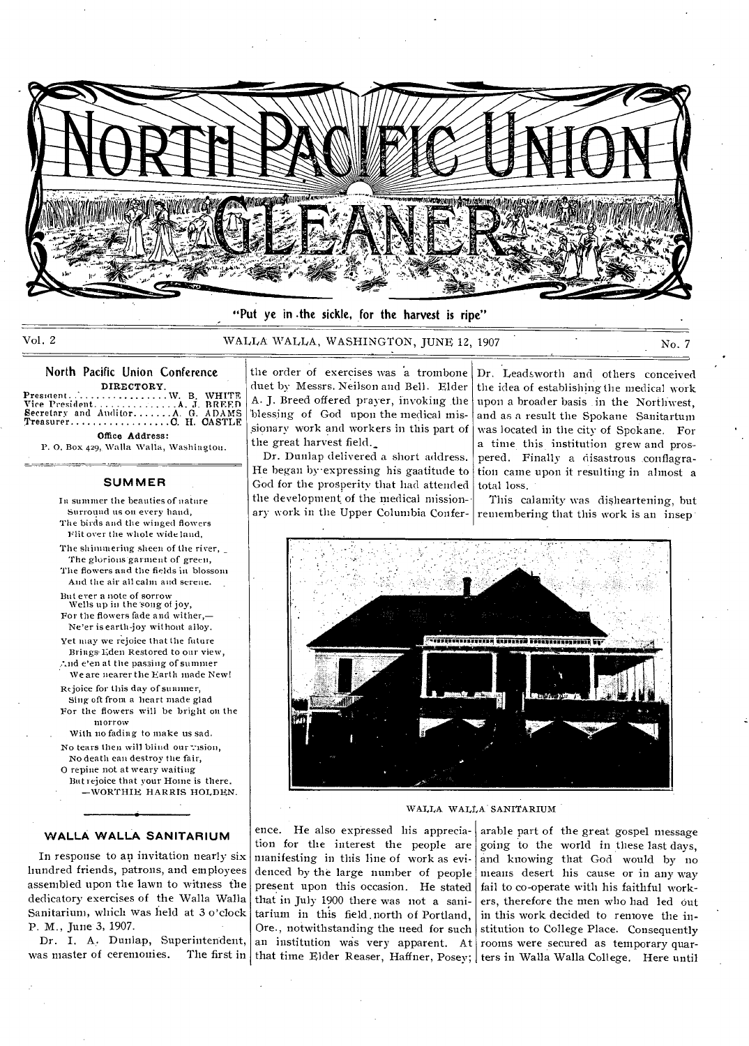# North Pacific Union Gleaner

"Put ye in the sickle, for the harvest is ripe"

Vol. 2 WALLA WALLA, WASHINGTON, JUNE 12, 1907 No. 7

## North Pacific Union Conference

DIRECTORY.

President ................. W. B. WHITE
Vice President ............... A. J. BREED
Secretary and Auditor ....... A. G. ADAMS
Treasurer ................. C. H. CASTLE

**Office Address:**
P. O. Box 429, Walla Walla, Washington.

### SUMMER

In summer the beauties of nature
 Surround us on every hand,
The birds and the winged flowers
 Flit over the whole wide land,
The shimmering sheen of the river,
 The glorious garment of green,
The flowers and the fields in blossom
 And the air all calm and serene.
But ever a note of sorrow
 Wells up in the song of joy,
For the flowers fade and wither,—
 Ne'er is earth-joy without alloy.
Yet may we rejoice that the future
 Brings Eden Restored to our view,
And e'en at the passing of summer
 We are nearer the Earth made New!
Rejoice for this day of summer,
 Sing oft from a heart made glad
For the flowers will be bright on the
  morrow
 With no fading to make us sad.
No tears then will blind our vision,
 No death can destroy the fair,
O repine not at weary waiting
 But rejoice that your Home is there.
  —WORTHIE HARRIS HOLDEN.

### WALLA WALLA SANITARIUM

In response to an invitation nearly six hundred friends, patrons, and employees assembled upon the lawn to witness the dedicatory exercises of the Walla Walla Sanitarium, which was held at 3 o'clock P. M., June 3, 1907.

Dr. I. A. Dunlap, Superintendent, was master of ceremonies. The first in the order of exercises was a trombone duet by Messrs. Neilson and Bell. Elder A. J. Breed offered prayer, invoking the blessing of God upon the medical missionary work and workers in this part of the great harvest field.

Dr. Dunlap delivered a short address. He began by expressing his gaatitude to God for the prosperity that had attended the development of the medical missionary work in the Upper Columbia Conference. He also expressed his appreciation for the interest the people are manifesting in this line of work as evidenced by the large number of people present upon this occasion. He stated that in July 1900 there was not a sanitarium in this field north of Portland, Ore., notwithstanding the need for such an institution was very apparent. At that time Elder Reaser, Haffner, Posey; Dr. Leadsworth and others conceived the idea of establishing the medical work upon a broader basis in the Northwest, and as a result the Spokane Sanitarium was located in the city of Spokane. For a time this institution grew and prospered. Finally a disastrous conflagration came upon it resulting in almost a total loss.

This calamity was disheartening, but remembering that this work is an inseparable part of the great gospel message going to the world in these last days, and knowing that God would by no means desert his cause or in any way fail to co-operate with his faithful workers, therefore the men who had led out in this work decided to remove the institution to College Place. Consequently rooms were secured as temporary quarters in Walla Walla College. Here until

WALLA WALLA SANITARIUM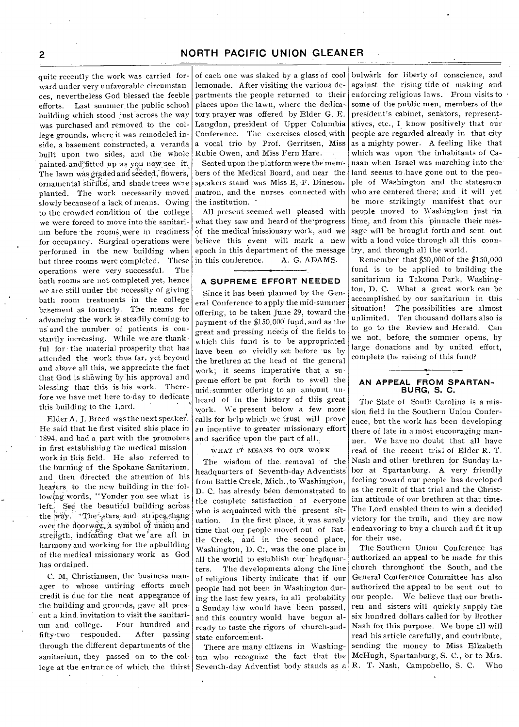quite recently the work was carried forward under very unfavorable circumstances, nevertheless God blessed the feeble efforts. Last summer the public school building which stood just across the way was purchased and removed to the college grounds, where it was remodeled inside, a basement constructed, a veranda built upon two sides, and the whole painted and fitted up as you now see it. The lawn was graded and seeded, flowers, ornamental shrubs, and shade trees were planted. The work necessarily moved slowly because of a lack of means. Owing to the crowded condition of the college we were forced to move into the sanitarium before the rooms were in readiness for occupancy. Surgical operations were performed in the new building when but three rooms were completed. These operations were very successful. The bath rooms are not completed yet, hence we are still under the necessity of giving bath room treatments in the college basement as formerly. The means for advancing the work is steadily coming to us and the number of patients is constantly increasing. While we are thankful for the material prosperity that has attended the work thus far, yet beyond and above all this, we appreciate the fact that God is showing by his approval and blessing that this is his work. Therefore we have met here to-day to dedicate this building to the Lord.

Elder A. J. Breed was the next speaker. He said that he first visited this place in 1894, and had a part with the promoters in first establishing the medical missionary work in this field. He also referred to the burning of the Spokane Sanitarium, and then directed the attention of his hearers to the new building in the following words, "Yonder you see what is left. See the beautiful building across the way. The stars and stripes hang over the doorway, a symbol of union and strength, indicating that we are all in harmony and working for the upbuilding of the medical missionary work as God has ordained.

C. M. Christiansen, the business manager to whose untiring efforts much credit is due for the neat appearance of the building and grounds, gave all present a kind invitation to visit the sanitarium and college. Four hundred and fifty-two responded. After passing through the different departments of the sanitarium, they passed on to the college at the entrance of which the thirst of each one was slaked by a glass of cool lemonade. After visiting the various departments the people returned to their places upon the lawn, where the dedicatory prayer was offered by Elder G. E. Langdon, president of Upper Columbia Conference. The exercises closed with a vocal trio by Prof. Gerritsen, Miss Rubie Owen, and Miss Fern Hare.

Seated upon the platform were the members of the Medical Board, and near the speakers stand was Miss E. F. Dineson, matron, and the nurses connected with the institution.

All present seemed well pleased with what they saw and heard of the progress of the medical missionary work, and we believe this event will mark a new epoch in this department of the message in this conference. A. G. ADAMS.

## A SUPREME EFFORT NEEDED

Since it has been planned by the General Conference to apply the mid-summer offering, to be taken June 29, toward the payment of the $150,000 fund, and as the great and pressing needs of the fields to which this fund is to be appropriated have been so vividly set before us by the brethren at the head of the general work; it seems imperative that a supreme effort be put forth to swell the mid-summer offering to an amount unheard of in the history of this great work. We present below a few more calls for help which we trust will prove an incentive to greater missionary effort and sacrifice upon the part of all.

### WHAT IT MEANS TO OUR WORK

The wisdom of the removal of the headquarters of Seventh-day Adventists from Battle Creek, Mich., to Washington, D. C. has already been demonstrated to the complete satisfaction of everyone who is acquainted with the present situation. In the first place, it was surely time that our people moved out of Battle Creek, and in the second place, Washington, D. C., was the one place in all the world to establish our headquarters. The developments along the line of religious liberty indicate that if our people had not been in Washington during the last few years, in all probability a Sunday law would have been passed, and this country would have begun already to taste the rigors of church-and-state enforcement.

There are many citizens in Washington who recognize the fact that the Seventh-day Adventist body stands as a bulwark for liberty of conscience, and against the rising tide of making and enforcing religious laws. From visits to some of the public men, members of the president's cabinet, senators, representatives, etc., I know positively that our people are regarded already in that city as a mighty power. A feeling like that which was upon the inhabitants of Canaan when Israel was marching into the land seems to have gone out to the people of Washington and the statesmen who are centered there; and it will yet be more strikingly manifest that our people moved to Washington just in time, and from this pinnacle their message will be brought forth and sent out with a loud voice through all this country, and through all the world.

Remember that $50,000 of the $150,000 fund is to be applied to building the sanitarium in Takoma Park, Washington, D. C. What a great work can be accomplished by our sanitarium in this situation! The possibilities are almost unlimited. Ten thousand dollars also is to go to the Review and Herald. Can we not, before the summer opens, by large donations and by united effort, complete the raising of this fund?

## AN APPEAL FROM SPARTANBURG, S. C.

The State of South Carolina is a mission field in the Southern Union Conference, but the work has been developing there of late in a most encouraging manner. We have no doubt that all have read of the recent trial of Elder R. T. Nash and other brethren for Sunday labor at Spartanburg. A very friendly feeling toward our people has developed as the result of that trial and the Christian attitude of our brethren at that time. The Lord enabled them to win a decided victory for the truth, and they are now endeavoring to buy a church and fit it up for their use.

The Southern Union Conference has authorized an appeal to be made for this church throughout the South, and the General Conference Committee has also authorized the appeal to be sent out to our people. We believe that our brethren and sisters will quickly supply the six hundred dollars called for by Brother Nash for this purpose. We hope all will read his article carefully, and contribute, sending the money to Miss Elizabeth McHugh, Spartanburg, S. C., or to Mrs. R. T. Nash, Campobello, S. C. Who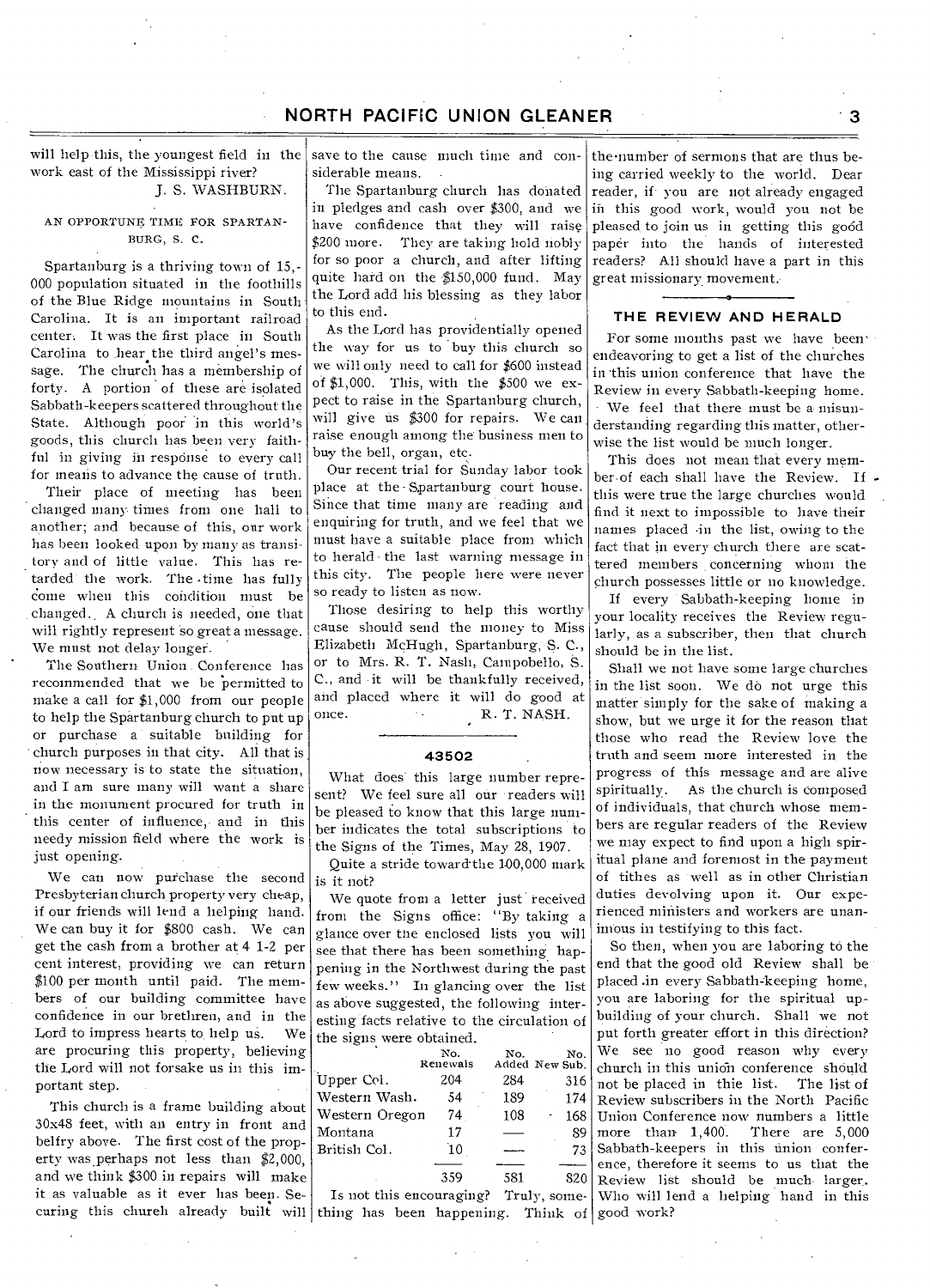will help this, the youngest field in the work east of the Mississippi river?

J. S. WASHBURN.

### AN OPPORTUNE TIME FOR SPARTANBURG, S. C.

Spartanburg is a thriving town of 15,000 population situated in the foothills of the Blue Ridge mountains in South Carolina. It is an important railroad center. It was the first place in South Carolina to hear the third angel's message. The church has a membership of forty. A portion of these are isolated Sabbath-keepers scattered throughout the State. Although poor in this world's goods, this church has been very faithful in giving in response to every call for means to advance the cause of truth.

Their place of meeting has been changed many times from one hall to another; and because of this, our work has been looked upon by many as transitory and of little value. This has retarded the work. The time has fully come when this condition must be changed. A church is needed, one that will rightly represent so great a message. We must not delay longer.

The Southern Union Conference has recommended that we be permitted to make a call for $1,000 from our people to help the Spartanburg church to put up or purchase a suitable building for church purposes in that city. All that is now necessary is to state the situation, and I am sure many will want a share in the monument procured for truth in this center of influence, and in this needy mission field where the work is just opening.

We can now purchase the second Presbyterian church property very cheap, if our friends will lend a helping hand. We can buy it for $800 cash. We can get the cash from a brother at 4 1-2 per cent interest, providing we can return $100 per month until paid. The members of our building committee have confidence in our brethren, and in the Lord to impress hearts to help us. We are procuring this property, believing the Lord will not forsake us in this important step.

This church is a frame building about 30x48 feet, with an entry in front and belfry above. The first cost of the property was perhaps not less than $2,000, and we think $300 in repairs will make it as valuable as it ever has been. Securing this church already built will save to the cause much time and considerable means.

The Spartanburg church has donated in pledges and cash over $300, and we have confidence that they will raise $200 more. They are taking hold nobly for so poor a church, and after lifting quite hard on the $150,000 fund. May the Lord add his blessing as they labor to this end.

As the Lord has providentially opened the way for us to buy this church so we will only need to call for $600 instead of $1,000. This, with the $500 we expect to raise in the Spartanburg church, will give us $300 for repairs. We can raise enough among the business men to buy the bell, organ, etc.

Our recent trial for Sunday labor took place at the Spartanburg court house. Since that time many are reading and enquiring for truth, and we feel that we must have a suitable place from which to herald the last warning message in this city. The people here were never so ready to listen as now.

Those desiring to help this worthy cause should send the money to Miss Elizabeth McHugh, Spartanburg, S. C., or to Mrs. R. T. Nash, Campobello, S. C., and it will be thankfully received, and placed where it will do good at once.

R. T. NASH.

### 43502

What does this large number represent? We feel sure all our readers will be pleased to know that this large number indicates the total subscriptions to the Signs of the Times, May 28, 1907.

Quite a stride toward the 100,000 mark is it not?

We quote from a letter just received from the Signs office: "By taking a glance over the enclosed lists you will see that there has been something happening in the Northwest during the past few weeks." In glancing over the list as above suggested, the following interesting facts relative to the circulation of the signs were obtained.

| | No. Renewals | No. Added | No. New Sub. |
|---|---|---|---|
| Upper Col. | 204 | 284 | 316 |
| Western Wash. | 54 | 189 | 174 |
| Western Oregon | 74 | 108 | 168 |
| Montana | 17 | — | 89 |
| British Col. | 10 | — | 73 |
| | 359 | 581 | 820 |

Is not this encouraging? Truly, something has been happening. Think of the number of sermons that are thus being carried weekly to the world. Dear reader, if you are not already engaged in this good work, would you not be pleased to join us in getting this good paper into the hands of interested readers? All should have a part in this great missionary movement.

## THE REVIEW AND HERALD

For some months past we have been endeavoring to get a list of the churches in this union conference that have the Review in every Sabbath-keeping home.

We feel that there must be a misunderstanding regarding this matter, otherwise the list would be much longer.

This does not mean that every member of each shall have the Review. If this were true the large churches would find it next to impossible to have their names placed in the list, owing to the fact that in every church there are scattered members concerning whom the church possesses little or no knowledge.

If every Sabbath-keeping home in your locality receives the Review regularly, as a subscriber, then that church should be in the list.

Shall we not have some large churches in the list soon. We do not urge this matter simply for the sake of making a show, but we urge it for the reason that those who read the Review love the truth and seem more interested in the progress of this message and are alive spiritually. As the church is composed of individuals, that church whose members are regular readers of the Review we may expect to find upon a high spiritual plane and foremost in the payment of tithes as well as in other Christian duties devolving upon it. Our experienced ministers and workers are unanimous in testifying to this fact.

So then, when you are laboring to the end that the good old Review shall be placed in every Sabbath-keeping home, you are laboring for the spiritual upbuilding of your church. Shall we not put forth greater effort in this direction? We see no good reason why every church in this union conference should not be placed in this list. The list of Review subscribers in the North Pacific Union Conference now numbers a little more than 1,400. There are 5,000 Sabbath-keepers in this union conference, therefore it seems to us that the Review list should be much larger. Who will lend a helping hand in this good work?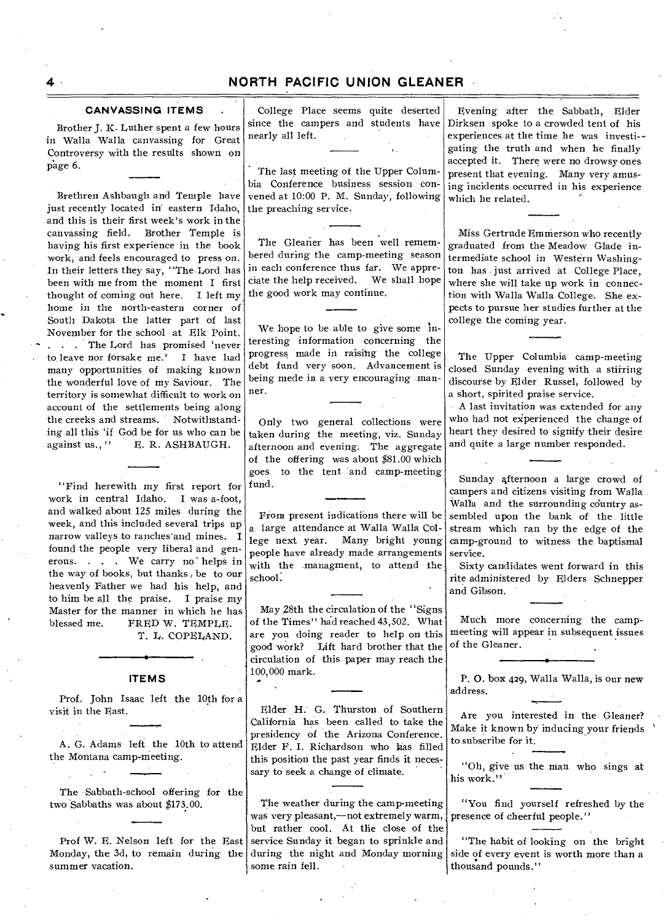## CANVASSING ITEMS

Brother J. K. Luther spent a few hours in Walla Walla canvassing for Great Controversy with the results shown on page 6.

Brethren Ashbaugh and Temple have just recently located in eastern Idaho, and this is their first week's work in the canvassing field. Brother Temple is having his first experience in the book work, and feels encouraged to press on. In their letters they say, "The Lord has been with me from the moment I first thought of coming out here. I left my home in the north-eastern corner of South Dakota the latter part of last November for the school at Elk Point. . . . The Lord has promised 'never to leave nor forsake me.' I have had many opportunities of making known the wonderful love of my Saviour. The territory is somewhat difficult to work on account of the settlements being along the creeks and streams. Notwithstanding all this 'if God be for us who can be against us.,'" E. R. ASHBAUGH.

"Find herewith my first report for work in central Idaho. I was a-foot, and walked about 125 miles during the week, and this included several trips up narrow valleys to ranches and mines. I found the people very liberal and generous. . . . We carry no helps in the way of books, but thanks, be to our heavenly Father we had his help, and to him be all the praise. I praise my Master for the manner in which he has blessed me. FRED W. TEMPLE.

T. L. COPELAND.

## ITEMS

Prof. John Isaac left the 10th for a visit in the East.

A. G. Adams left the 10th to attend the Montana camp-meeting.

The Sabbath-school offering for the two Sabbaths was about $173.00.

Prof W. E. Nelson left for the East Monday, the 3d, to remain during the summer vacation.

College Place seems quite deserted since the campers and students have nearly all left.

The last meeting of the Upper Columbia Conference business session convened at 10:00 P. M. Sunday, following the preaching service.

The Gleaner has been well remembered during the camp-meeting season in each conference thus far. We appreciate the help received. We shall hope the good work may continue.

We hope to be able to give some interesting information concerning the progress made in raising the college debt fund very soon. Advancement is being mede in a very encouraging manner.

Only two general collections were taken during the meeting, viz. Sunday afternoon and evening. The aggregate of the offering was about $81.00 which goes to the tent and camp-meeting fund.

From present indications there will be a large attendance at Walla Walla College next year. Many bright young people have already made arrangements with the managment, to attend the school.

May 28th the circulation of the "Signs of the Times" had reached 43,502. What are you doing reader to help on this good work? Lift hard brother that the circulation of this paper may reach the 100,000 mark.

Elder H. G. Thurston of Southern California has been called to take the presidency of the Arizona Conference. Elder F. I. Richardson who has filled this position the past year finds it necessary to seek a change of climate.

The weather during the camp-meeting was very pleasant,—not extremely warm, but rather cool. At the close of the service Sunday it began to sprinkle and during the night and Monday morning some rain fell.

Evening after the Sabbath, Elder Dirksen spoke to a crowded tent of his experiences at the time he was investigating the truth and when he finally accepted it. There were no drowsy ones present that evening. Many very amusing incidents occurred in his experience which he related.

Miss Gertrude Emmerson who recently graduated from the Meadow Glade intermediate school in Western Washington has just arrived at College Place, where she will take up work in connection with Walla Walla College. She expects to pursue her studies further at the college the coming year.

The Upper Columbia camp-meeting closed Sunday evening with a stirring discourse by Elder Russel, followed by a short, spirited praise service.

A last invitation was extended for any who had not experienced the change of heart they desired to signify their desire and quite a large number responded.

Sunday afternoon a large crowd of campers and citizens visiting from Walla Walla and the surrounding country assembled upon the bank of the little stream which ran by the edge of the camp-ground to witness the baptismal service.

Sixty candidates went forward in this rite administered by Elders Schnepper and Gibson.

Much more concerning the camp-meeting will appear in subsequent issues of the Gleaner.

P. O. box 429, Walla Walla, is our new address.

Are you interested in the Gleaner? Make it known by inducing your friends to subscribe for it.

"Oh, give us the man who sings at his work."

"You find yourself refreshed by the presence of cheerful people."

"The habit of looking on the bright side of every event is worth more than a thousand pounds."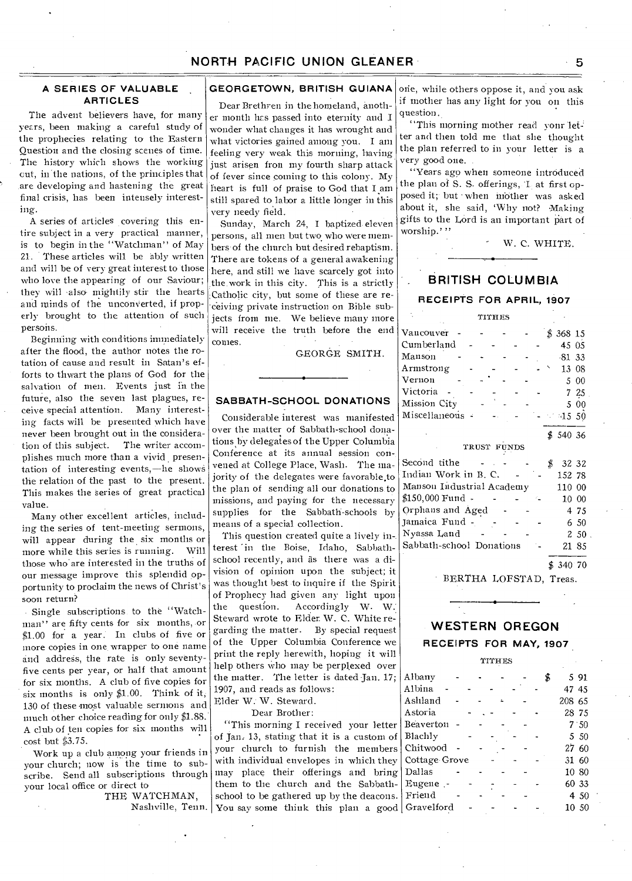## A SERIES OF VALUABLE ARTICLES

The advent believers have, for many years, been making a careful study of the prophecies relating to the Eastern Question and the closing scenes of time. The history which shows the working out, in the nations, of the principles that are developing and hastening the great final crisis, has been intensely interesting.

A series of articles covering this entire subject in a very practical manner, is to begin in the "Watchman" of May 21. These articles will be ably written and will be of very great interest to those who love the appearing of our Saviour; they will also mightily stir the hearts and minds of the unconverted, if properly brought to the attention of such persons.

Beginning with conditions immediately after the flood, the author notes the rotation of cause and result in Satan's efforts to thwart the plans of God for the salvation of men. Events just in the future, also the seven last plagues, receive special attention. Many interesting facts will be presented which have never been brought out in the consideration of this subject. The writer accomplishes much more than a vivid presentation of interesting events,—he shows the relation of the past to the present. This makes the series of great practical value.

Many other excellent articles, including the series of tent-meeting sermons, will appear during the six months or more while this series is running. Will those who are interested in the truths of our message improve this splendid opportunity to proclaim the news of Christ's soon return?

Single subscriptions to the "Watchman" are fifty cents for six months, or $1.00 for a year. In clubs of five or more copies in one wrapper to one name and address, the rate is only seventy-five cents per year, or half that amount for six months. A club of five copies for six months is only $1.00. Think of it, 130 of these most valuable sermons and much other choice reading for only $1.88. A club of ten copies for six months will cost but $3.75.

Work up a club among your friends in your church; now is the time to subscribe. Send all subscriptions through your local office or direct to

THE WATCHMAN,
Nashville, Tenn.

## GEORGETOWN, BRITISH GUIANA

Dear Brethren in the homeland, another month has passed into eternity and I wonder what changes it has wrought and what victories gained among you. I am feeling very weak this morning, having just arisen from my fourth sharp attack of fever since coming to this colony. My heart is full of praise to God that I am still spared to labor a little longer in this very needy field.

Sunday, March 24, I baptized eleven persons, all men but two, who were members of the church but desired rebaptism. There are tokens of a general awakening here, and still we have scarcely got into the work in this city. This is a strictly Catholic city, but some of these are receiving private instruction on Bible subjects from me. We believe many more will receive the truth before the end comes.

GEORGE SMITH.

## SABBATH-SCHOOL DONATIONS

Considerable interest was manifested over the matter of Sabbath-school donations by delegates of the Upper Columbia Conference at its annual session convened at College Place, Wash. The majority of the delegates were favorable to the plan of sending all our donations to missions, and paying for the necessary supplies for the Sabbath-schools by means of a special collection.

This question created quite a lively interest in the Boise, Idaho, Sabbath-school recently, and as there was a division of opinion upon the subject; it was thought best to inquire if the Spirit of Prophecy had given any light upon the question. Accordingly W. W. Steward wrote to Elder W. C. White regarding the matter. By special request of the Upper Columbia Conference we print the reply herewith, hoping it will help others who may be perplexed over the matter. The letter is dated Jan. 17; 1907, and reads as follows:

Elder W. W. Steward.

Dear Brother:

"This morning I received your letter of Jan. 13, stating that it is a custom of your church to furnish the members with individual envelopes in which they may place their offerings and bring them to the church and the Sabbath-school to be gathered up by the deacons. You say some think this plan a good one, while others oppose it, and you ask if mother has any light for you on this question.

"This morning mother read your letter and then told me that she thought the plan referred to in your letter is a very good one.

"Years ago when someone introduced the plan of S. S. offerings, I at first opposed it; but when mother was asked about it, she said, 'Why not? Making gifts to the Lord is an important part of worship.'"

W. C. WHITE.

## BRITISH COLUMBIA

### RECEIPTS FOR APRIL, 1907

TITHES

| | |
|---|---|
| Vancouver | $ 368 15 |
| Cumberland | 45 05 |
| Manson | 81 33 |
| Armstrong | 13 08 |
| Vernon | 5 00 |
| Victoria | 7 25 |
| Mission City | 5 00 |
| Miscellaneous | 15 50 |
| | $ 540 36 |

TRUST FUNDS

| | |
|---|---|
| Second tithe | $ 32 32 |
| Indian Work in B. C. | 152 78 |
| Manson Industrial Academy | 110 00 |
| $150,000 Fund | 10 00 |
| Orphans and Aged | 4 75 |
| Jamaica Fund | 6 50 |
| Nyassa Land | 2 50 |
| Sabbath-school Donations | 21 85 |
| | $ 340 70 |

BERTHA LOFSTAD, Treas.

## WESTERN OREGON

### RECEIPTS FOR MAY, 1907

TITHES

| | |
|---|---|
| Albany | $ 5 91 |
| Albina | 47 45 |
| Ashland | 208 65 |
| Astoria | 28 75 |
| Beaverton | 7 50 |
| Blachly | 5 50 |
| Chitwood | 27 60 |
| Cottage Grove | 31 60 |
| Dallas | 10 80 |
| Eugene | 60 33 |
| Friend | 4 50 |
| Gravelford | 10 50 |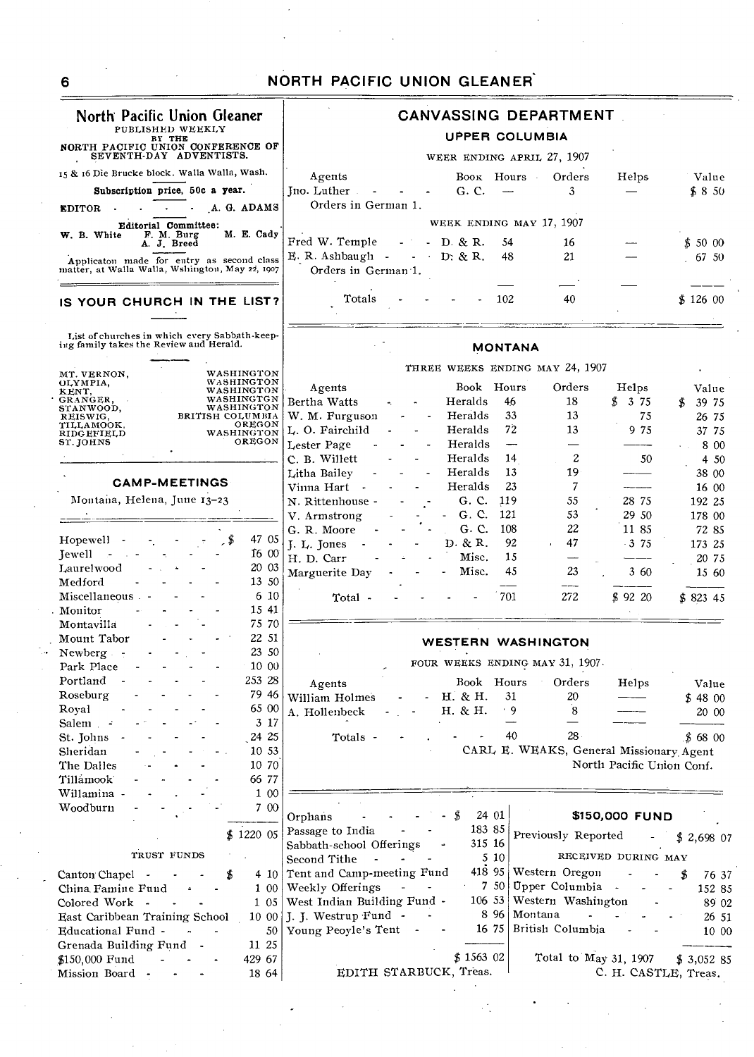## North Pacific Union Gleaner

PUBLISHED WEEKLY BY THE NORTH PACIFIC UNION CONFERENCE OF SEVENTH-DAY ADVENTISTS.

15 & 16 Die Brucke block. Walla Walla, Wash.

**Subscription price, 50c a year.**

EDITOR . . . . . A. G. ADAMS

**Editorial Committee:**
W. B. White F. M. Burg M. E. Cady
A. J. Breed

Applicaton made for entry as second class matter, at Walla Walla, Wshington, May 22, 1907

## IS YOUR CHURCH IN THE LIST?

List of churches in which every Sabbath-keeping family takes the Review and Herald.

| | |
|---|---|
| MT. VERNON, | WASHINGTON |
| OLYMPIA, | WASHINGTON |
| KENT, | WASHINGTON |
| GRANGER, | WASHINGTGN |
| STANWOOD, | WASHINGTON |
| REISWIG, | BRITISH COLUMBIA |
| TILLAMOOK, | OREGON |
| RIDGEFIELD | WASHINGTON |
| ST. JOHNS | OREGON |

## CAMP-MEETINGS

Montana, Helena, June 13-23

| | |
|---|---|
| Hopewell | $ 47 05 |
| Jewell | 16 00 |
| Laurelwood | 20 03 |
| Medford | 13 50 |
| Miscellaneous | 6 10 |
| Monitor | 15 41 |
| Montavilla | 75 70 |
| Mount Tabor | 22 51 |
| Newberg | 23 50 |
| Park Place | 10 00 |
| Portland | 253 28 |
| Roseburg | 79 46 |
| Royal | 65 00 |
| Salem | 3 17 |
| St. Johns | 24 25 |
| Sheridan | 10 53 |
| The Dalles | 10 70 |
| Tillamook | 66 77 |
| Willamina | 1 00 |
| Woodburn | 7 00 |
| | $ 1220 05 |

TRUST FUNDS

| | |
|---|---|
| Canton Chapel | $ 4 10 |
| China Famine Fund | 1 00 |
| Colored Work | 1 05 |
| East Caribbean Training School | 10 00 |
| Educational Fund | 50 |
| Grenada Building Fund | 11 25 |
| $150,000 Fund | 429 67 |
| Mission Board | 18 64 |
| Orphans | $ 24 01 |
| Passage to India | 183 85 |
| Sabbath-school Offerings | 315 16 |
| Second Tithe | 5 10 |
| Tent and Camp-meeting Fund | 418 95 |
| Weekly Offerings | 7 50 |
| West Indian Building Fund | 106 53 |
| J. J. Westrup Fund | 8 96 |
| Young Peoyle's Tent | 16 75 |
| | $ 1563 02 |

EDITH STARBUCK, Treas.

## CANVASSING DEPARTMENT

### UPPER COLUMBIA

WEER ENDING APRIL 27, 1907

| Agents | Book | Hours | Orders | Helps | Value |
|---|---|---|---|---|---|
| Jno. Luther | G. C. | — | 3 | — | $ 8 50 |
| Orders in German 1. | | | | | |
| WEEK ENDING MAY 17, 1907 | | | | | |
| Fred W. Temple | D. & R. | 54 | 16 | — | $ 50 00 |
| E. R. Ashbaugh | D. & R. | 48 | 21 | — | 67 50 |
| Orders in German 1. | | | | | |
| Totals | | 102 | 40 | | $ 126 00 |

### MONTANA

THREE WEEKS ENDING MAY 24, 1907

| Agents | Book | Hours | Orders | Helps | Value |
|---|---|---|---|---|---|
| Bertha Watts | Heralds | 46 | 18 | $ 3 75 | $ 39 75 |
| W. M. Furguson | Heralds | 33 | 13 | 75 | 26 75 |
| L. O. Fairchild | Heralds | 72 | 13 | 9 75 | 37 75 |
| Lester Page | Heralds | — | — | —— | 8 00 |
| C. B. Willett | Heralds | 14 | 2 | 50 | 4 50 |
| Litha Bailey | Heralds | 13 | 19 | —— | 38 00 |
| Vinna Hart | Heralds | 23 | 7 | —— | 16 00 |
| N. Rittenhouse | G. C. | 119 | 55 | 28 75 | 192 25 |
| V. Armstrong | G. C. | 121 | 53 | 29 50 | 178 00 |
| G. R. Moore | G. C. | 108 | 22 | 11 85 | 72 85 |
| J. L. Jones | D. & R. | 92 | 47 | 3 75 | 173 25 |
| H. D. Carr | Misc. | 15 | — | —— | 20 75 |
| Marguerite Day | Misc. | 45 | 23 | 3 60 | 15 60 |
| Total | | 701 | 272 | $ 92 20 | $ 823 45 |

### WESTERN WASHINGTON

FOUR WEEKS ENDING MAY 31, 1907.

| Agents | Book | Hours | Orders | Helps | Value |
|---|---|---|---|---|---|
| William Holmes | H. & H. | 31 | 20 | —— | $ 48 00 |
| A. Hollenbeck | H. & H. | 9 | 8 | —— | 20 00 |
| Totals | | 40 | 28 | | $ 68 00 |

CARL E. WEAKS, General Missionary Agent
North Pacific Union Conf.

## $150,000 FUND

| | |
|---|---|
| Previously Reported | $ 2,698 07 |
| RECEIVED DURING MAY | |
| Western Oregon | $ 76 37 |
| Upper Columbia | 152 85 |
| Western Washington | 89 02 |
| Montana | 26 51 |
| British Columbia | 10 00 |
| Total to May 31, 1907 | $ 3,052 85 |

C. H. CASTLE, Treas.